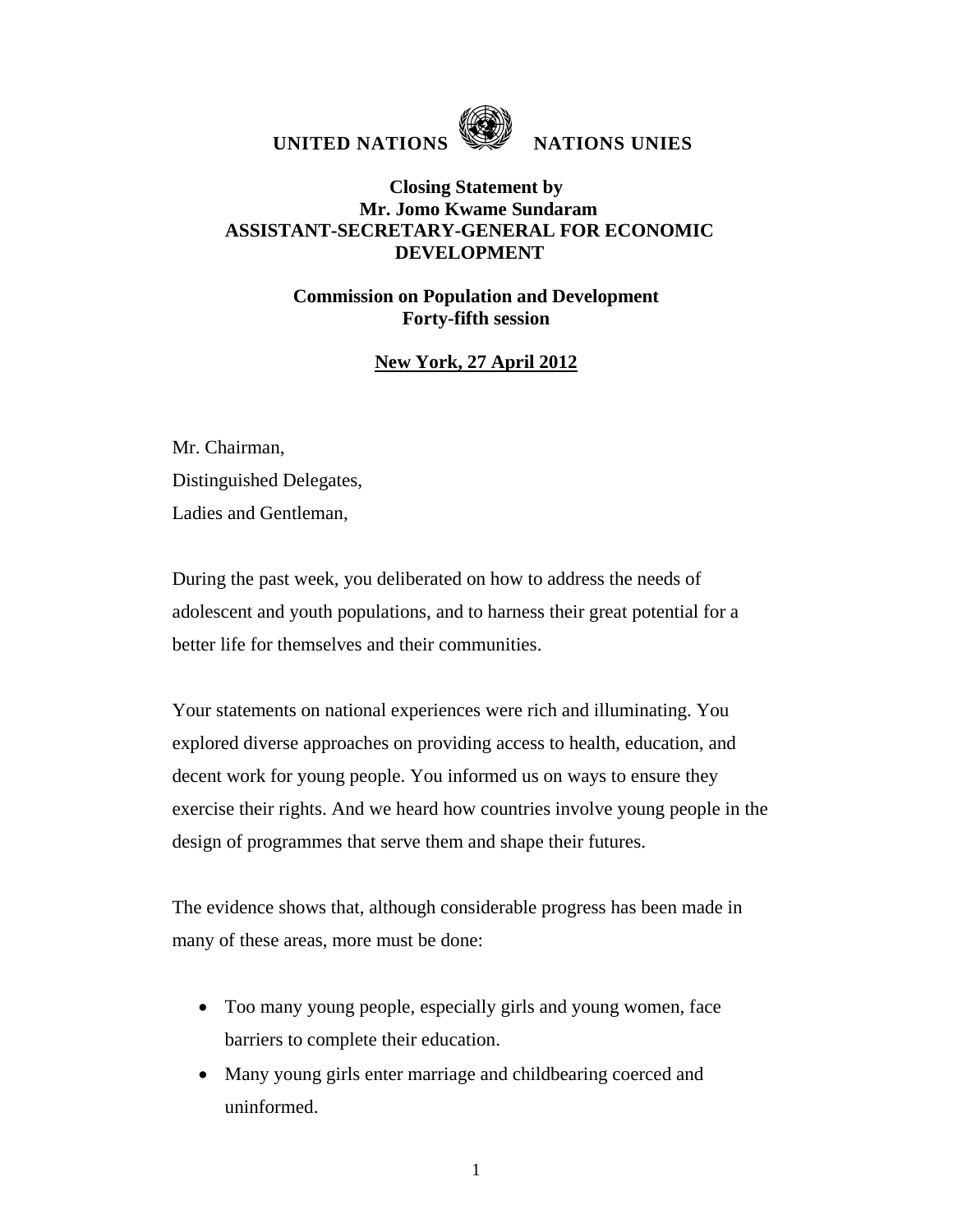**UNITED NATIONS NATIONS UNIES**

**Closing Statement by**
**Mr. Jomo Kwame Sundaram**
**ASSISTANT-SECRETARY-GENERAL FOR ECONOMIC DEVELOPMENT**

**Commission on Population and Development**
**Forty-fifth session**

**New York, 27 April 2012**

Mr. Chairman,
Distinguished Delegates,
Ladies and Gentleman,

During the past week, you deliberated on how to address the needs of adolescent and youth populations, and to harness their great potential for a better life for themselves and their communities.

Your statements on national experiences were rich and illuminating. You explored diverse approaches on providing access to health, education, and decent work for young people. You informed us on ways to ensure they exercise their rights. And we heard how countries involve young people in the design of programmes that serve them and shape their futures.

The evidence shows that, although considerable progress has been made in many of these areas, more must be done:

- Too many young people, especially girls and young women, face barriers to complete their education.
- Many young girls enter marriage and childbearing coerced and uninformed.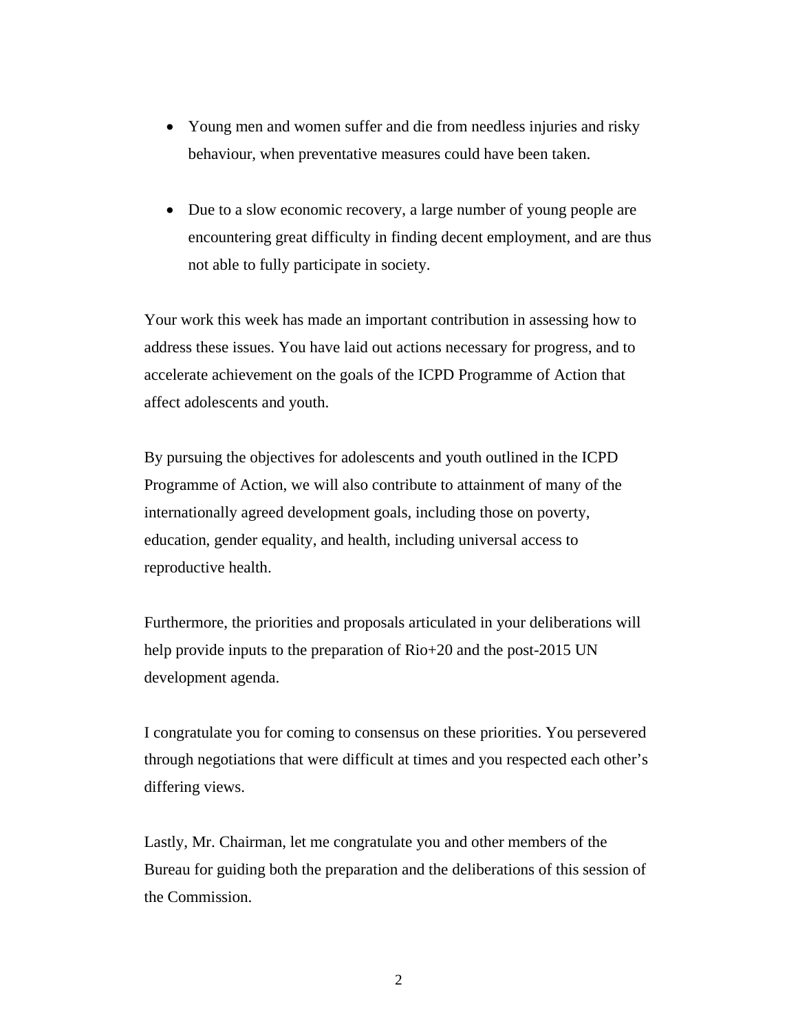- Young men and women suffer and die from needless injuries and risky behaviour, when preventative measures could have been taken.

- Due to a slow economic recovery, a large number of young people are encountering great difficulty in finding decent employment, and are thus not able to fully participate in society.

Your work this week has made an important contribution in assessing how to address these issues. You have laid out actions necessary for progress, and to accelerate achievement on the goals of the ICPD Programme of Action that affect adolescents and youth.

By pursuing the objectives for adolescents and youth outlined in the ICPD Programme of Action, we will also contribute to attainment of many of the internationally agreed development goals, including those on poverty, education, gender equality, and health, including universal access to reproductive health.

Furthermore, the priorities and proposals articulated in your deliberations will help provide inputs to the preparation of Rio+20 and the post-2015 UN development agenda.

I congratulate you for coming to consensus on these priorities. You persevered through negotiations that were difficult at times and you respected each other's differing views.

Lastly, Mr. Chairman, let me congratulate you and other members of the Bureau for guiding both the preparation and the deliberations of this session of the Commission.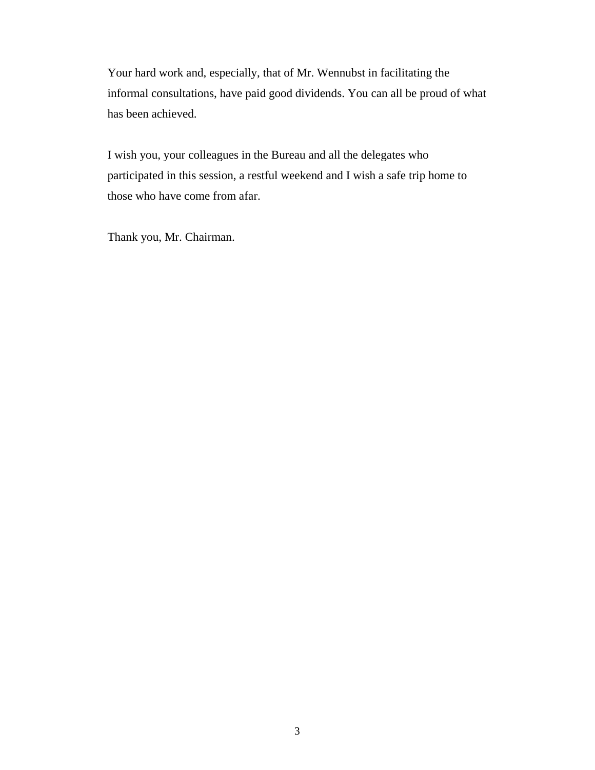Your hard work and, especially, that of Mr. Wennubst in facilitating the informal consultations, have paid good dividends. You can all be proud of what has been achieved.

I wish you, your colleagues in the Bureau and all the delegates who participated in this session, a restful weekend and I wish a safe trip home to those who have come from afar.

Thank you, Mr. Chairman.